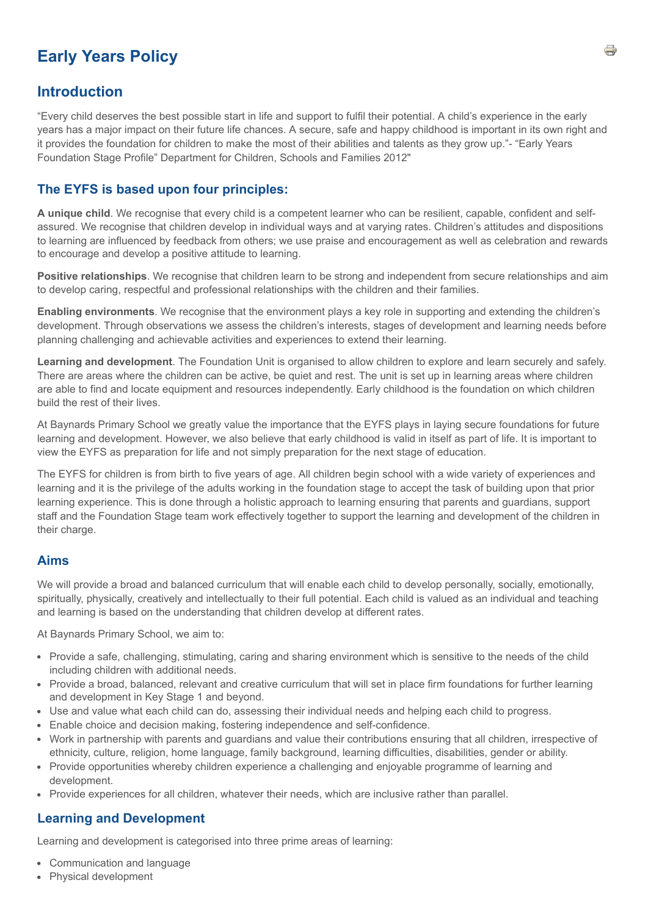# Early Years Policy

## Introduction

"Every child deserves the best possible start in life and support to fulfil their potential. A child's experience in the early years has a major impact on their future life chances. A secure, safe and happy childhood is important in its own right and it provides the foundation for children to make the most of their abilities and talents as they grow up."- "Early Years Foundation Stage Profile" Department for Children, Schools and Families 2012"

### The EYFS is based upon four principles:

**A unique child**. We recognise that every child is a competent learner who can be resilient, capable, confident and self-assured. We recognise that children develop in individual ways and at varying rates. Children's attitudes and dispositions to learning are influenced by feedback from others; we use praise and encouragement as well as celebration and rewards to encourage and develop a positive attitude to learning.

**Positive relationships**. We recognise that children learn to be strong and independent from secure relationships and aim to develop caring, respectful and professional relationships with the children and their families.

**Enabling environments**. We recognise that the environment plays a key role in supporting and extending the children's development. Through observations we assess the children's interests, stages of development and learning needs before planning challenging and achievable activities and experiences to extend their learning.

**Learning and development**. The Foundation Unit is organised to allow children to explore and learn securely and safely. There are areas where the children can be active, be quiet and rest. The unit is set up in learning areas where children are able to find and locate equipment and resources independently. Early childhood is the foundation on which children build the rest of their lives.

At Baynards Primary School we greatly value the importance that the EYFS plays in laying secure foundations for future learning and development. However, we also believe that early childhood is valid in itself as part of life. It is important to view the EYFS as preparation for life and not simply preparation for the next stage of education.

The EYFS for children is from birth to five years of age. All children begin school with a wide variety of experiences and learning and it is the privilege of the adults working in the foundation stage to accept the task of building upon that prior learning experience. This is done through a holistic approach to learning ensuring that parents and guardians, support staff and the Foundation Stage team work effectively together to support the learning and development of the children in their charge.

## Aims

We will provide a broad and balanced curriculum that will enable each child to develop personally, socially, emotionally, spiritually, physically, creatively and intellectually to their full potential. Each child is valued as an individual and teaching and learning is based on the understanding that children develop at different rates.

At Baynards Primary School, we aim to:

- Provide a safe, challenging, stimulating, caring and sharing environment which is sensitive to the needs of the child including children with additional needs.
- Provide a broad, balanced, relevant and creative curriculum that will set in place firm foundations for further learning and development in Key Stage 1 and beyond.
- Use and value what each child can do, assessing their individual needs and helping each child to progress.
- Enable choice and decision making, fostering independence and self-confidence.
- Work in partnership with parents and guardians and value their contributions ensuring that all children, irrespective of ethnicity, culture, religion, home language, family background, learning difficulties, disabilities, gender or ability.
- Provide opportunities whereby children experience a challenging and enjoyable programme of learning and development.
- Provide experiences for all children, whatever their needs, which are inclusive rather than parallel.

## Learning and Development

Learning and development is categorised into three prime areas of learning:

- Communication and language
- Physical development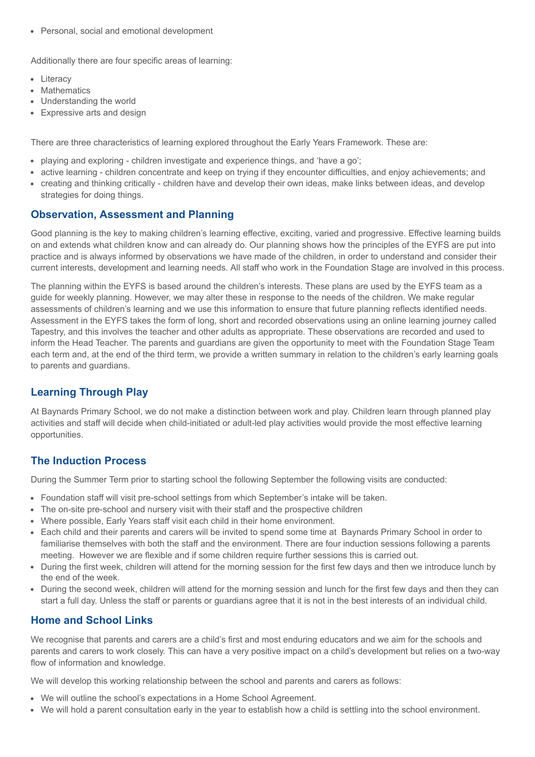- Personal, social and emotional development

Additionally there are four specific areas of learning:

- Literacy
- Mathematics
- Understanding the world
- Expressive arts and design

There are three characteristics of learning explored throughout the Early Years Framework. These are:

- playing and exploring - children investigate and experience things, and 'have a go';
- active learning - children concentrate and keep on trying if they encounter difficulties, and enjoy achievements; and
- creating and thinking critically - children have and develop their own ideas, make links between ideas, and develop strategies for doing things.

## Observation, Assessment and Planning

Good planning is the key to making children's learning effective, exciting, varied and progressive. Effective learning builds on and extends what children know and can already do. Our planning shows how the principles of the EYFS are put into practice and is always informed by observations we have made of the children, in order to understand and consider their current interests, development and learning needs. All staff who work in the Foundation Stage are involved in this process.

The planning within the EYFS is based around the children's interests. These plans are used by the EYFS team as a guide for weekly planning. However, we may alter these in response to the needs of the children. We make regular assessments of children's learning and we use this information to ensure that future planning reflects identified needs. Assessment in the EYFS takes the form of long, short and recorded observations using an online learning journey called Tapestry, and this involves the teacher and other adults as appropriate. These observations are recorded and used to inform the Head Teacher. The parents and guardians are given the opportunity to meet with the Foundation Stage Team each term and, at the end of the third term, we provide a written summary in relation to the children's early learning goals to parents and guardians.

## Learning Through Play

At Baynards Primary School, we do not make a distinction between work and play. Children learn through planned play activities and staff will decide when child-initiated or adult-led play activities would provide the most effective learning opportunities.

## The Induction Process

During the Summer Term prior to starting school the following September the following visits are conducted:

- Foundation staff will visit pre-school settings from which September's intake will be taken.
- The on-site pre-school and nursery visit with their staff and the prospective children
- Where possible, Early Years staff visit each child in their home environment.
- Each child and their parents and carers will be invited to spend some time at Baynards Primary School in order to familiarise themselves with both the staff and the environment. There are four induction sessions following a parents meeting. However we are flexible and if some children require further sessions this is carried out.
- During the first week, children will attend for the morning session for the first few days and then we introduce lunch by the end of the week.
- During the second week, children will attend for the morning session and lunch for the first few days and then they can start a full day. Unless the staff or parents or guardians agree that it is not in the best interests of an individual child.

## Home and School Links

We recognise that parents and carers are a child's first and most enduring educators and we aim for the schools and parents and carers to work closely. This can have a very positive impact on a child's development but relies on a two-way flow of information and knowledge.

We will develop this working relationship between the school and parents and carers as follows:

- We will outline the school's expectations in a Home School Agreement.
- We will hold a parent consultation early in the year to establish how a child is settling into the school environment.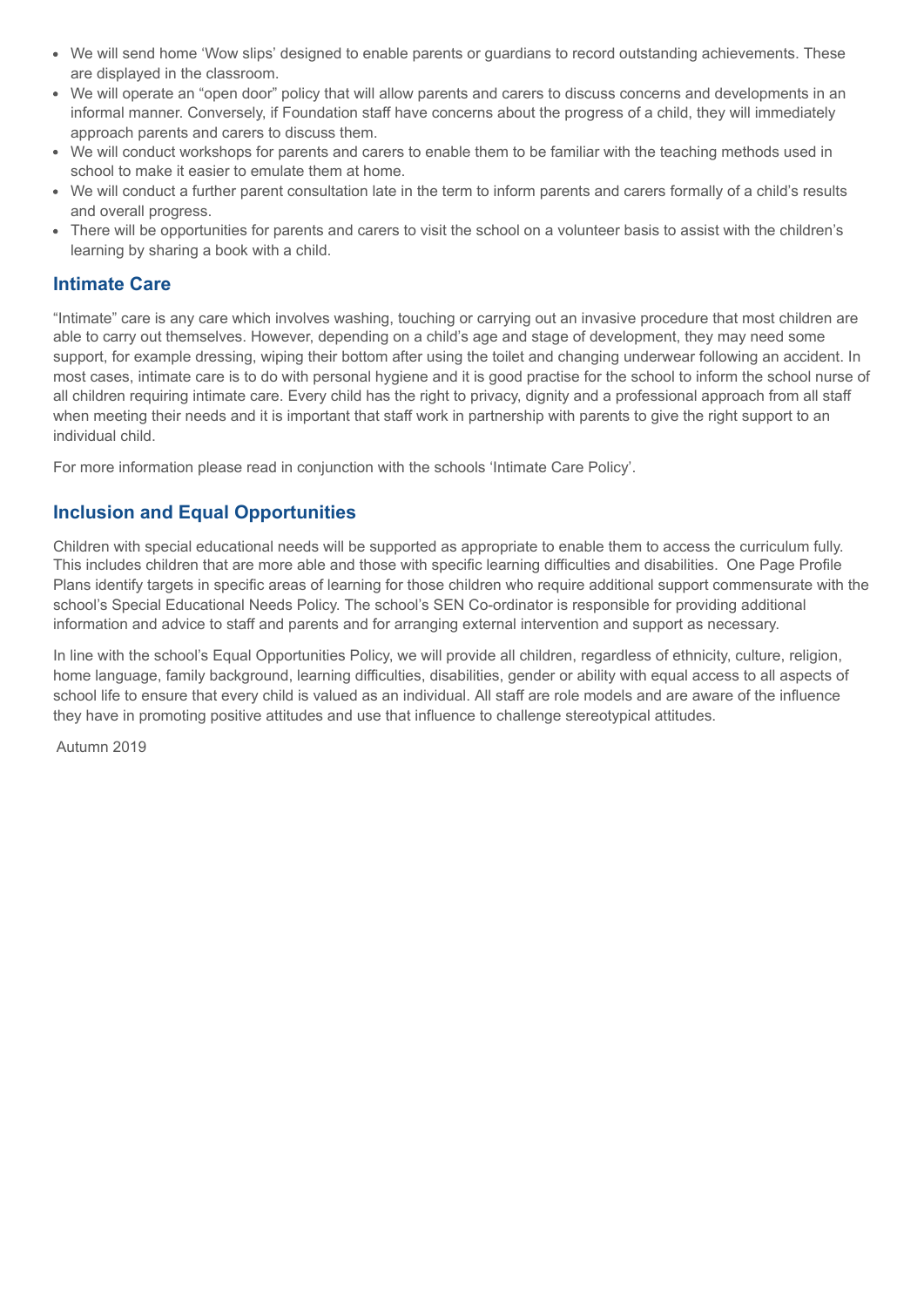- We will send home 'Wow slips' designed to enable parents or guardians to record outstanding achievements. These are displayed in the classroom.
- We will operate an "open door" policy that will allow parents and carers to discuss concerns and developments in an informal manner. Conversely, if Foundation staff have concerns about the progress of a child, they will immediately approach parents and carers to discuss them.
- We will conduct workshops for parents and carers to enable them to be familiar with the teaching methods used in school to make it easier to emulate them at home.
- We will conduct a further parent consultation late in the term to inform parents and carers formally of a child's results and overall progress.
- There will be opportunities for parents and carers to visit the school on a volunteer basis to assist with the children's learning by sharing a book with a child.

## Intimate Care

"Intimate" care is any care which involves washing, touching or carrying out an invasive procedure that most children are able to carry out themselves. However, depending on a child's age and stage of development, they may need some support, for example dressing, wiping their bottom after using the toilet and changing underwear following an accident. In most cases, intimate care is to do with personal hygiene and it is good practise for the school to inform the school nurse of all children requiring intimate care. Every child has the right to privacy, dignity and a professional approach from all staff when meeting their needs and it is important that staff work in partnership with parents to give the right support to an individual child.

For more information please read in conjunction with the schools 'Intimate Care Policy'.

## Inclusion and Equal Opportunities

Children with special educational needs will be supported as appropriate to enable them to access the curriculum fully. This includes children that are more able and those with specific learning difficulties and disabilities. One Page Profile Plans identify targets in specific areas of learning for those children who require additional support commensurate with the school's Special Educational Needs Policy. The school's SEN Co-ordinator is responsible for providing additional information and advice to staff and parents and for arranging external intervention and support as necessary.

In line with the school's Equal Opportunities Policy, we will provide all children, regardless of ethnicity, culture, religion, home language, family background, learning difficulties, disabilities, gender or ability with equal access to all aspects of school life to ensure that every child is valued as an individual. All staff are role models and are aware of the influence they have in promoting positive attitudes and use that influence to challenge stereotypical attitudes.

Autumn 2019